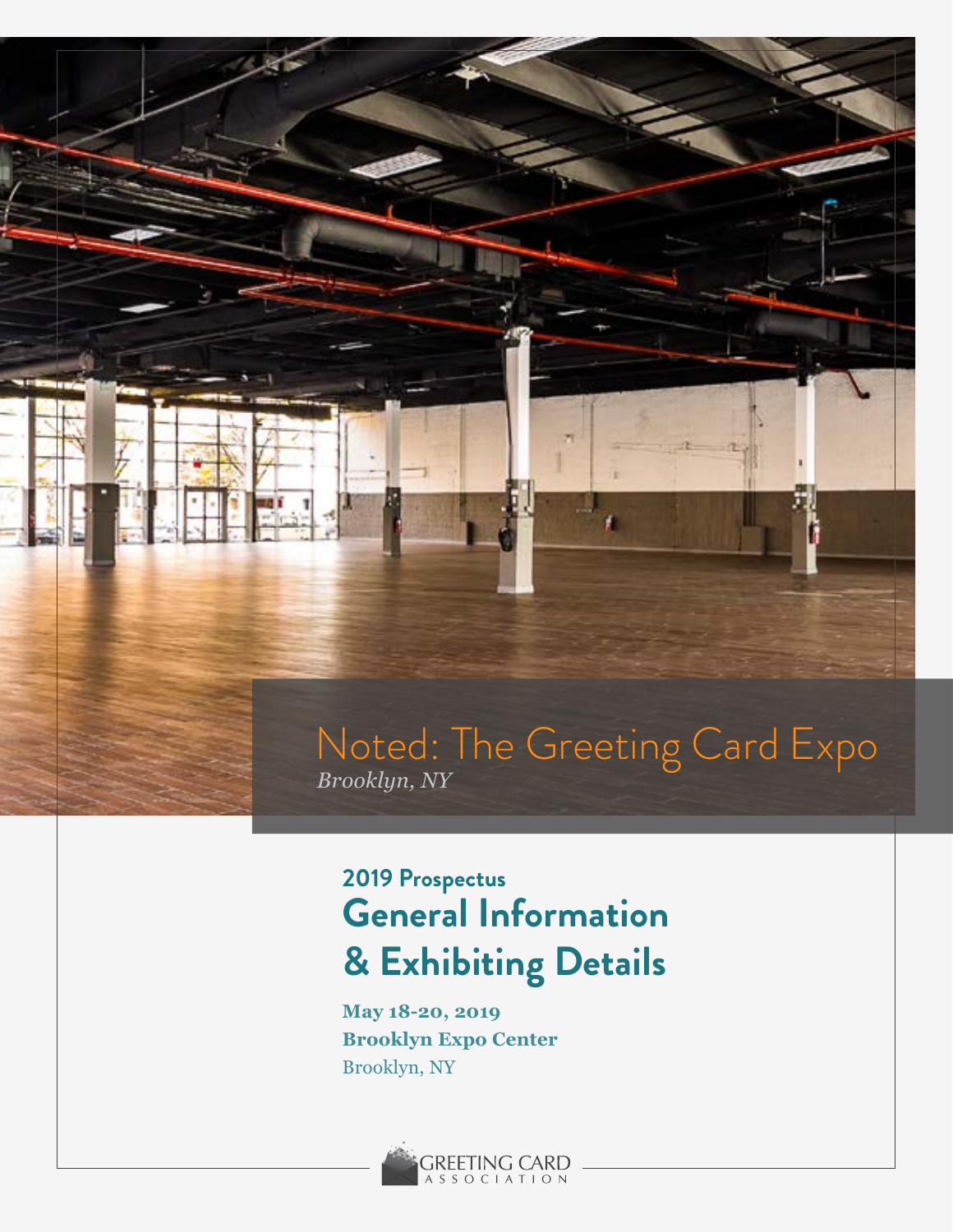# Noted: The Greeting Card Expo

*Brooklyn, NY*

## 2019 Prospectus

# General Information & Exhibiting Details

**May 18-20, 2019**
**Brooklyn Expo Center**
Brooklyn, NY

GREETING CARD ASSOCIATION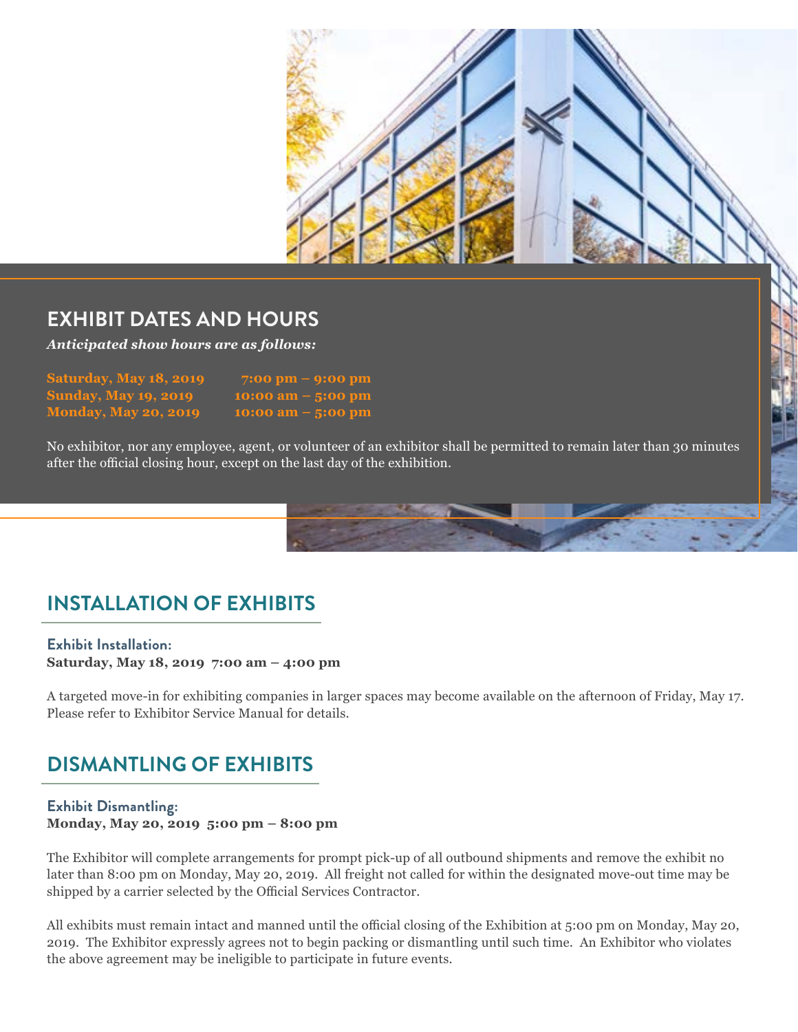## EXHIBIT DATES AND HOURS

***Anticipated show hours are as follows:***

**Saturday, May 18, 2019 7:00 pm – 9:00 pm**
**Sunday, May 19, 2019 10:00 am – 5:00 pm**
**Monday, May 20, 2019 10:00 am – 5:00 pm**

No exhibitor, nor any employee, agent, or volunteer of an exhibitor shall be permitted to remain later than 30 minutes after the official closing hour, except on the last day of the exhibition.

## INSTALLATION OF EXHIBITS

### Exhibit Installation:

**Saturday, May 18, 2019 7:00 am – 4:00 pm**

A targeted move-in for exhibiting companies in larger spaces may become available on the afternoon of Friday, May 17. Please refer to Exhibitor Service Manual for details.

## DISMANTLING OF EXHIBITS

### Exhibit Dismantling:

**Monday, May 20, 2019 5:00 pm – 8:00 pm**

The Exhibitor will complete arrangements for prompt pick-up of all outbound shipments and remove the exhibit no later than 8:00 pm on Monday, May 20, 2019. All freight not called for within the designated move-out time may be shipped by a carrier selected by the Official Services Contractor.

All exhibits must remain intact and manned until the official closing of the Exhibition at 5:00 pm on Monday, May 20, 2019. The Exhibitor expressly agrees not to begin packing or dismantling until such time. An Exhibitor who violates the above agreement may be ineligible to participate in future events.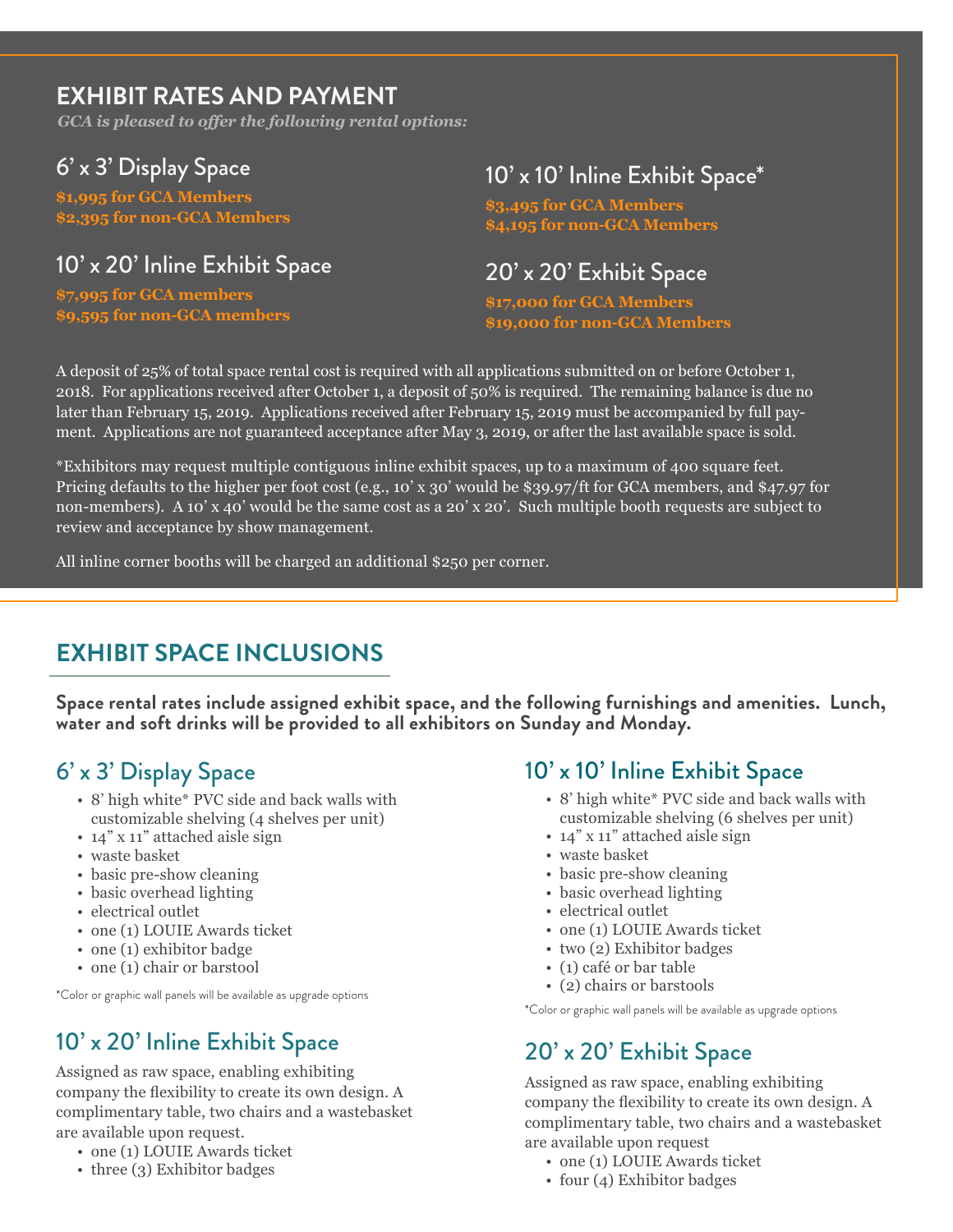## EXHIBIT RATES AND PAYMENT

*GCA is pleased to offer the following rental options:*

### 6' x 3' Display Space

**$1,995 for GCA Members**
**$2,395 for non-GCA Members**

### 10' x 20' Inline Exhibit Space

**$7,995 for GCA members**
**$9,595 for non-GCA members**

### 10' x 10' Inline Exhibit Space*

**$3,495 for GCA Members**
**$4,195 for non-GCA Members**

### 20' x 20' Exhibit Space

**$17,000 for GCA Members**
**$19,000 for non-GCA Members**

A deposit of 25% of total space rental cost is required with all applications submitted on or before October 1, 2018. For applications received after October 1, a deposit of 50% is required. The remaining balance is due no later than February 15, 2019. Applications received after February 15, 2019 must be accompanied by full payment. Applications are not guaranteed acceptance after May 3, 2019, or after the last available space is sold.

*Exhibitors may request multiple contiguous inline exhibit spaces, up to a maximum of 400 square feet. Pricing defaults to the higher per foot cost (e.g., 10' x 30' would be $39.97/ft for GCA members, and $47.97 for non-members). A 10' x 40' would be the same cost as a 20' x 20'. Such multiple booth requests are subject to review and acceptance by show management.

All inline corner booths will be charged an additional $250 per corner.

## EXHIBIT SPACE INCLUSIONS

**Space rental rates include assigned exhibit space, and the following furnishings and amenities. Lunch, water and soft drinks will be provided to all exhibitors on Sunday and Monday.**

### 6' x 3' Display Space

- 8' high white* PVC side and back walls with customizable shelving (4 shelves per unit)
- 14" x 11" attached aisle sign
- waste basket
- basic pre-show cleaning
- basic overhead lighting
- electrical outlet
- one (1) LOUIE Awards ticket
- one (1) exhibitor badge
- one (1) chair or barstool

*Color or graphic wall panels will be available as upgrade options

### 10' x 20' Inline Exhibit Space

Assigned as raw space, enabling exhibiting company the flexibility to create its own design. A complimentary table, two chairs and a wastebasket are available upon request.

- one (1) LOUIE Awards ticket
- three (3) Exhibitor badges

### 10' x 10' Inline Exhibit Space

- 8' high white* PVC side and back walls with customizable shelving (6 shelves per unit)
- 14" x 11" attached aisle sign
- waste basket
- basic pre-show cleaning
- basic overhead lighting
- electrical outlet
- one (1) LOUIE Awards ticket
- two (2) Exhibitor badges
- (1) café or bar table
- (2) chairs or barstools

*Color or graphic wall panels will be available as upgrade options

### 20' x 20' Exhibit Space

Assigned as raw space, enabling exhibiting company the flexibility to create its own design. A complimentary table, two chairs and a wastebasket are available upon request

- one (1) LOUIE Awards ticket
- four (4) Exhibitor badges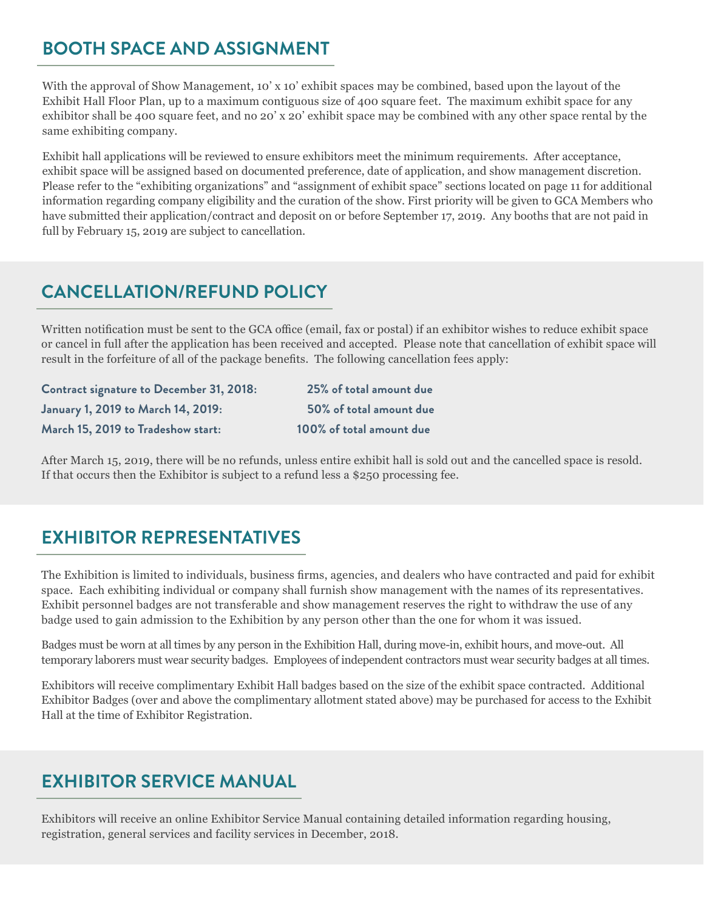## BOOTH SPACE AND ASSIGNMENT

With the approval of Show Management, 10' x 10' exhibit spaces may be combined, based upon the layout of the Exhibit Hall Floor Plan, up to a maximum contiguous size of 400 square feet. The maximum exhibit space for any exhibitor shall be 400 square feet, and no 20' x 20' exhibit space may be combined with any other space rental by the same exhibiting company.

Exhibit hall applications will be reviewed to ensure exhibitors meet the minimum requirements. After acceptance, exhibit space will be assigned based on documented preference, date of application, and show management discretion. Please refer to the "exhibiting organizations" and "assignment of exhibit space" sections located on page 11 for additional information regarding company eligibility and the curation of the show. First priority will be given to GCA Members who have submitted their application/contract and deposit on or before September 17, 2019. Any booths that are not paid in full by February 15, 2019 are subject to cancellation.

## CANCELLATION/REFUND POLICY

Written notification must be sent to the GCA office (email, fax or postal) if an exhibitor wishes to reduce exhibit space or cancel in full after the application has been received and accepted. Please note that cancellation of exhibit space will result in the forfeiture of all of the package benefits. The following cancellation fees apply:

| | |
|---|---|
| **Contract signature to December 31, 2018:** | **25% of total amount due** |
| **January 1, 2019 to March 14, 2019:** | **50% of total amount due** |
| **March 15, 2019 to Tradeshow start:** | **100% of total amount due** |

After March 15, 2019, there will be no refunds, unless entire exhibit hall is sold out and the cancelled space is resold. If that occurs then the Exhibitor is subject to a refund less a $250 processing fee.

## EXHIBITOR REPRESENTATIVES

The Exhibition is limited to individuals, business firms, agencies, and dealers who have contracted and paid for exhibit space. Each exhibiting individual or company shall furnish show management with the names of its representatives. Exhibit personnel badges are not transferable and show management reserves the right to withdraw the use of any badge used to gain admission to the Exhibition by any person other than the one for whom it was issued.

Badges must be worn at all times by any person in the Exhibition Hall, during move-in, exhibit hours, and move-out. All temporary laborers must wear security badges. Employees of independent contractors must wear security badges at all times.

Exhibitors will receive complimentary Exhibit Hall badges based on the size of the exhibit space contracted. Additional Exhibitor Badges (over and above the complimentary allotment stated above) may be purchased for access to the Exhibit Hall at the time of Exhibitor Registration.

## EXHIBITOR SERVICE MANUAL

Exhibitors will receive an online Exhibitor Service Manual containing detailed information regarding housing, registration, general services and facility services in December, 2018.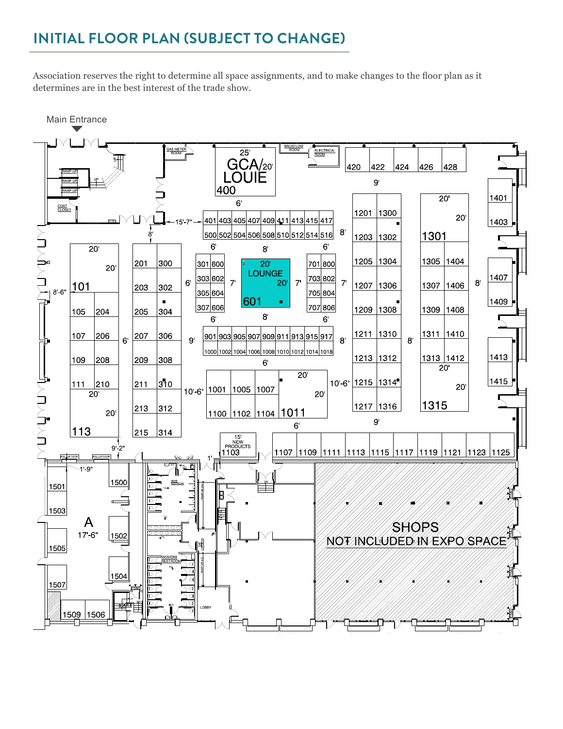## INITIAL FLOOR PLAN (SUBJECT TO CHANGE)

Association reserves the right to determine all space assignments, and to make changes to the floor plan as it determines are in the best interest of the trade show.

Main Entrance

GCA/LOUIE 400

25'

20'

LOUNGE 601

SHOPS

NOT INCLUDED IN EXPO SPACE

15' NEW PRODUCTS 1103

A

17'-6"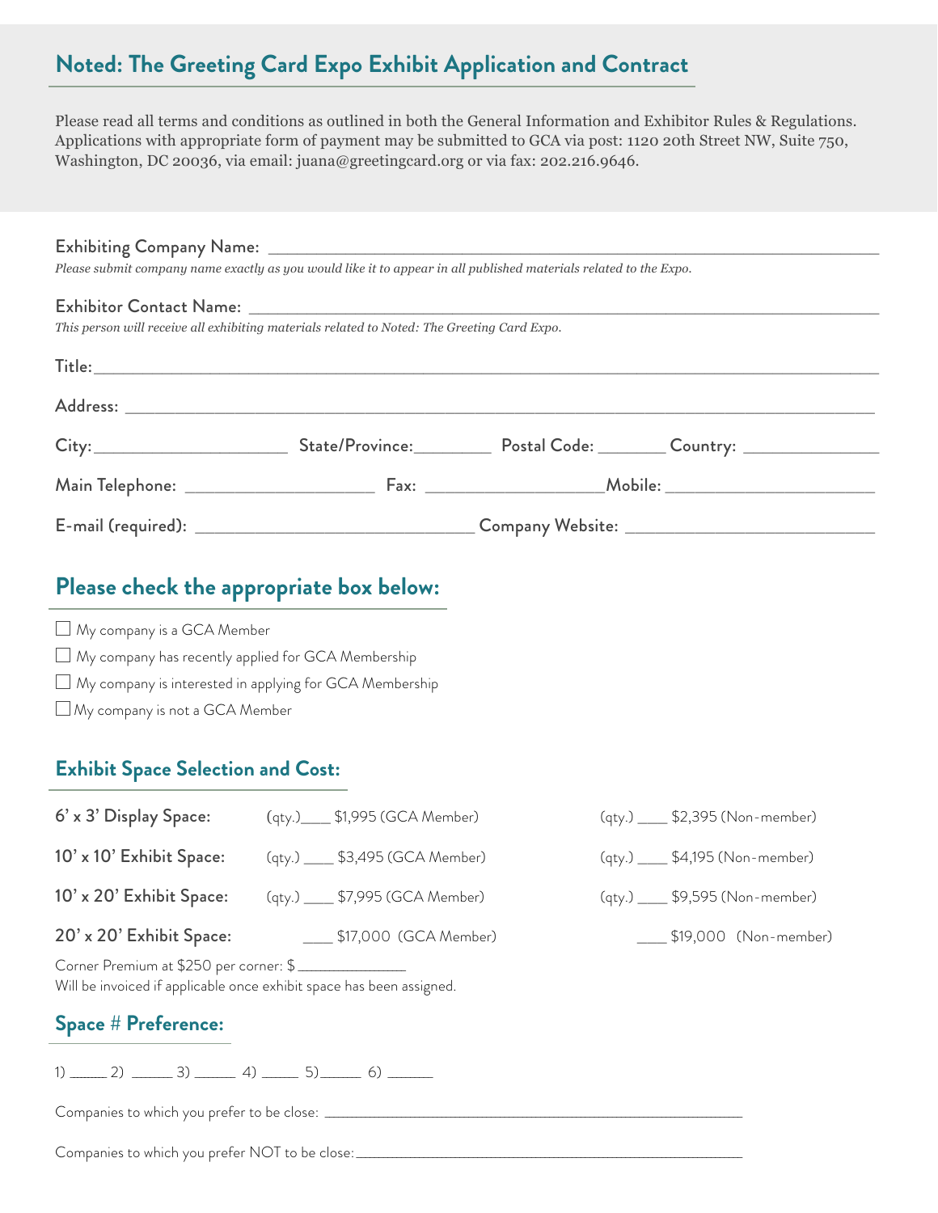## Noted: The Greeting Card Expo Exhibit Application and Contract

Please read all terms and conditions as outlined in both the General Information and Exhibitor Rules & Regulations. Applications with appropriate form of payment may be submitted to GCA via post: 1120 20th Street NW, Suite 750, Washington, DC 20036, via email: juana@greetingcard.org or via fax: 202.216.9646.

Exhibiting Company Name: ______________________________________________

*Please submit company name exactly as you would like it to appear in all published materials related to the Expo.*

Exhibitor Contact Name: ______________________________________________

*This person will receive all exhibiting materials related to Noted: The Greeting Card Expo.*

Title: ______________________________________________

Address: ______________________________________________

City: ____________________ State/Province: ________ Postal Code: _______ Country: ______________

Main Telephone: ____________________ Fax: __________________ Mobile: ______________________

E-mail (required): ____________________________ Company Website: __________________________

## Please check the appropriate box below:

☐ My company is a GCA Member

☐ My company has recently applied for GCA Membership

☐ My company is interested in applying for GCA Membership

☐ My company is not a GCA Member

## Exhibit Space Selection and Cost:

| | | |
|---|---|---|
| 6' x 3' Display Space: | (qty.)____ $1,995 (GCA Member) | (qty.) ____ $2,395 (Non-member) |
| 10' x 10' Exhibit Space: | (qty.) ____ $3,495 (GCA Member) | (qty.) ____ $4,195 (Non-member) |
| 10' x 20' Exhibit Space: | (qty.) ____ $7,995 (GCA Member) | (qty.) ____ $9,595 (Non-member) |
| 20' x 20' Exhibit Space: | ____ $17,000 (GCA Member) | ____ $19,000 (Non-member) |

Corner Premium at $250 per corner: $______________

Will be invoiced if applicable once exhibit space has been assigned.

## Space # Preference:

1) _____ 2) ______ 3) _____ 4) _____ 5)_____ 6) ______

Companies to which you prefer to be close: ______________________________________________

Companies to which you prefer NOT to be close: ______________________________________________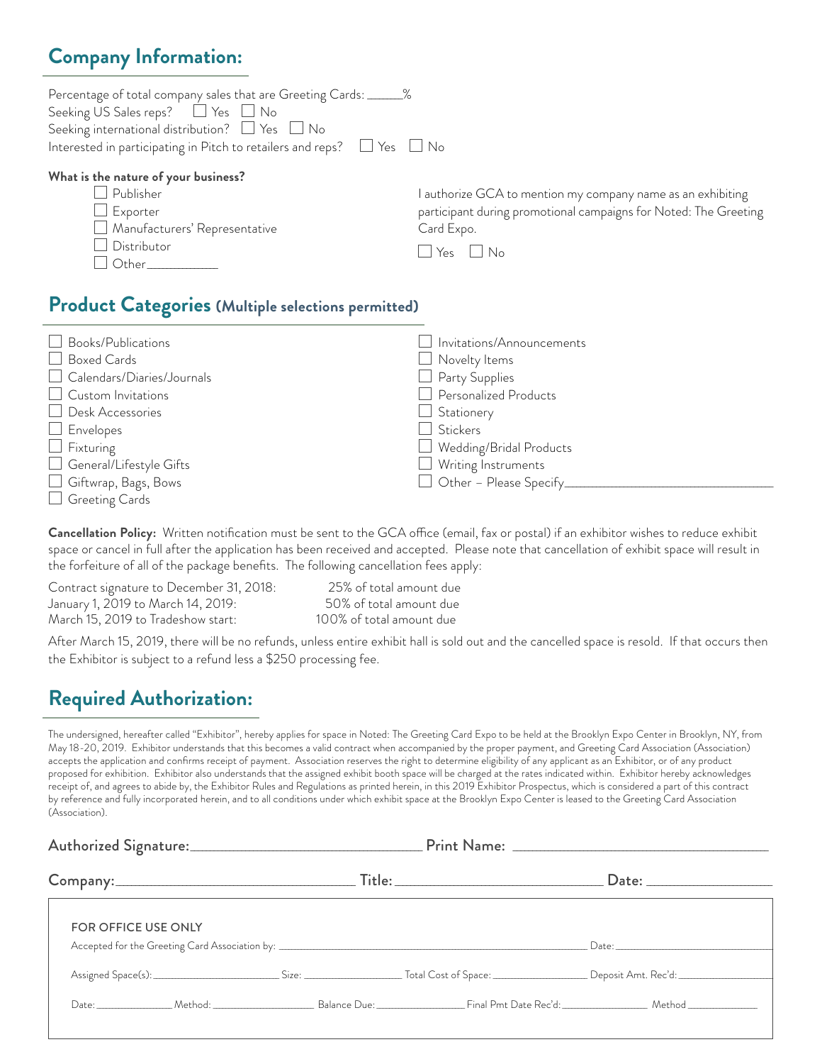## Company Information:

Percentage of total company sales that are Greeting Cards: ______%

Seeking US Sales reps? ☐ Yes ☐ No

Seeking international distribution? ☐ Yes ☐ No

Interested in participating in Pitch to retailers and reps? ☐ Yes ☐ No

**What is the nature of your business?**

- ☐ Publisher
- ☐ Exporter
- ☐ Manufacturers' Representative
- ☐ Distributor
- ☐ Other___________

I authorize GCA to mention my company name as an exhibiting participant during promotional campaigns for Noted: The Greeting Card Expo.

☐ Yes ☐ No

## Product Categories (Multiple selections permitted)

- ☐ Books/Publications
- ☐ Boxed Cards
- ☐ Calendars/Diaries/Journals
- ☐ Custom Invitations
- ☐ Desk Accessories
- ☐ Envelopes
- ☐ Fixturing
- ☐ General/Lifestyle Gifts
- ☐ Giftwrap, Bags, Bows
- ☐ Greeting Cards
- ☐ Invitations/Announcements
- ☐ Novelty Items
- ☐ Party Supplies
- ☐ Personalized Products
- ☐ Stationery
- ☐ Stickers
- ☐ Wedding/Bridal Products
- ☐ Writing Instruments
- ☐ Other – Please Specify________________________________

**Cancellation Policy:** Written notification must be sent to the GCA office (email, fax or postal) if an exhibitor wishes to reduce exhibit space or cancel in full after the application has been received and accepted. Please note that cancellation of exhibit space will result in the forfeiture of all of the package benefits. The following cancellation fees apply:

| | |
|---|---|
| Contract signature to December 31, 2018: | 25% of total amount due |
| January 1, 2019 to March 14, 2019: | 50% of total amount due |
| March 15, 2019 to Tradeshow start: | 100% of total amount due |

After March 15, 2019, there will be no refunds, unless entire exhibit hall is sold out and the cancelled space is resold. If that occurs then the Exhibitor is subject to a refund less a $250 processing fee.

## Required Authorization:

The undersigned, hereafter called "Exhibitor", hereby applies for space in Noted: The Greeting Card Expo to be held at the Brooklyn Expo Center in Brooklyn, NY, from May 18-20, 2019. Exhibitor understands that this becomes a valid contract when accompanied by the proper payment, and Greeting Card Association (Association) accepts the application and confirms receipt of payment. Association reserves the right to determine eligibility of any applicant as an Exhibitor, or of any product proposed for exhibition. Exhibitor also understands that the assigned exhibit booth space will be charged at the rates indicated within. Exhibitor hereby acknowledges receipt of, and agrees to abide by, the Exhibitor Rules and Regulations as printed herein, in this 2019 Exhibitor Prospectus, which is considered a part of this contract by reference and fully incorporated herein, and to all conditions under which exhibit space at the Brooklyn Expo Center is leased to the Greeting Card Association (Association).

Authorized Signature:______________________________ Print Name: ________________________________

Company:______________________________ Title:___________________________ Date: ________________

FOR OFFICE USE ONLY

Accepted for the Greeting Card Association by: ________________________________________________ Date: ______________________

Assigned Space(s):______________________ Size: _________________ Total Cost of Space: _________________ Deposit Amt. Rec'd: ________________

Date:_____________ Method: __________________ Balance Due: ________________ Final Pmt Date Rec'd: ________________ Method _____________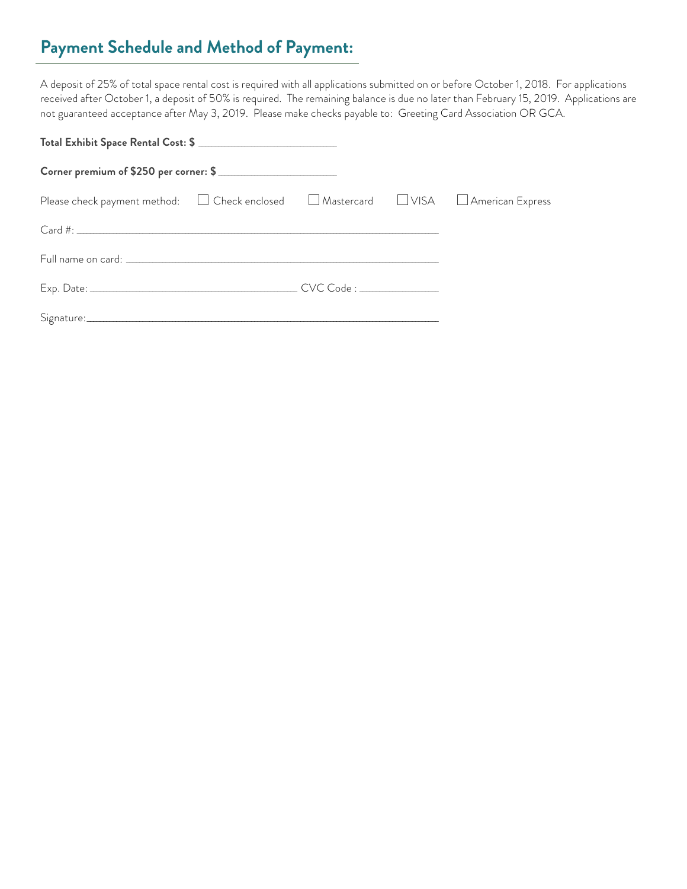## Payment Schedule and Method of Payment:

A deposit of 25% of total space rental cost is required with all applications submitted on or before October 1, 2018. For applications received after October 1, a deposit of 50% is required. The remaining balance is due no later than February 15, 2019. Applications are not guaranteed acceptance after May 3, 2019. Please make checks payable to: Greeting Card Association OR GCA.

**Total Exhibit Space Rental Cost: $** ________________________

**Corner premium of $250 per corner: $** ______________________

Please check payment method: ☐ Check enclosed ☐ Mastercard ☐ VISA ☐ American Express

Card #: ________________________________________________________________

Full name on card: ________________________________________________________

Exp. Date: ___________________________________ CVC Code : ______________

Signature: _____________________________________________________________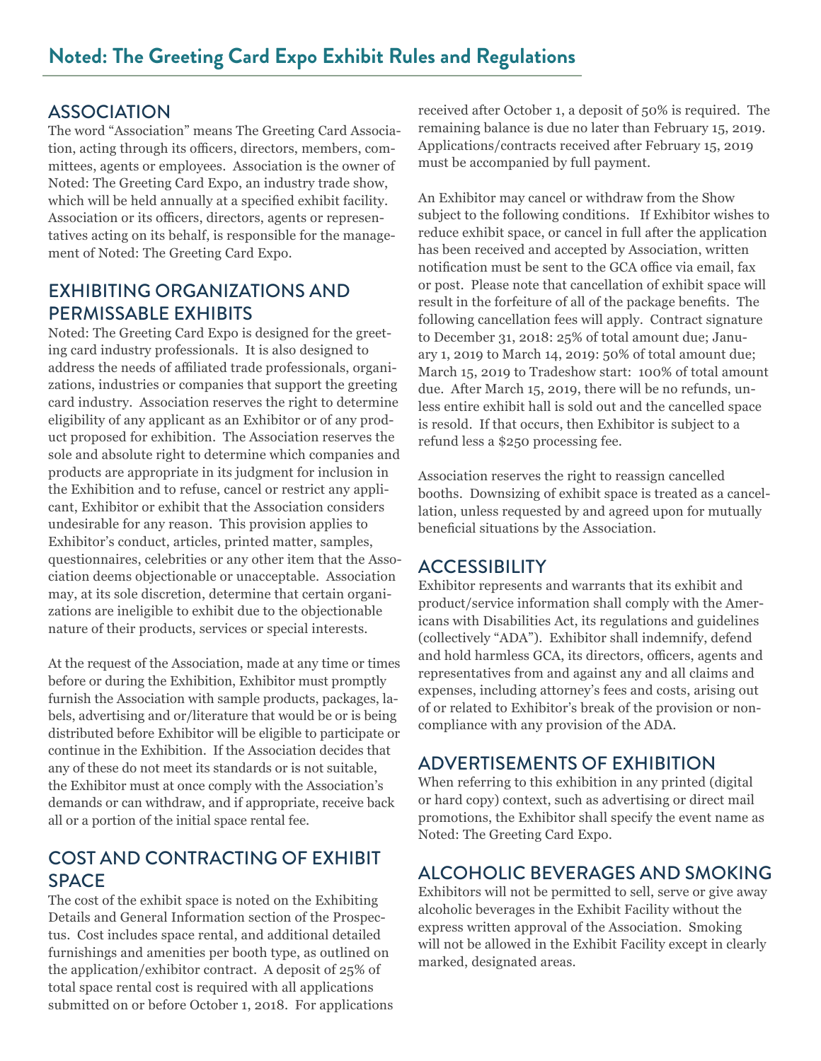# Noted: The Greeting Card Expo Exhibit Rules and Regulations

## ASSOCIATION

The word "Association" means The Greeting Card Association, acting through its officers, directors, members, committees, agents or employees. Association is the owner of Noted: The Greeting Card Expo, an industry trade show, which will be held annually at a specified exhibit facility. Association or its officers, directors, agents or representatives acting on its behalf, is responsible for the management of Noted: The Greeting Card Expo.

## EXHIBITING ORGANIZATIONS AND PERMISSABLE EXHIBITS

Noted: The Greeting Card Expo is designed for the greeting card industry professionals. It is also designed to address the needs of affiliated trade professionals, organizations, industries or companies that support the greeting card industry. Association reserves the right to determine eligibility of any applicant as an Exhibitor or of any product proposed for exhibition. The Association reserves the sole and absolute right to determine which companies and products are appropriate in its judgment for inclusion in the Exhibition and to refuse, cancel or restrict any applicant, Exhibitor or exhibit that the Association considers undesirable for any reason. This provision applies to Exhibitor's conduct, articles, printed matter, samples, questionnaires, celebrities or any other item that the Association deems objectionable or unacceptable. Association may, at its sole discretion, determine that certain organizations are ineligible to exhibit due to the objectionable nature of their products, services or special interests.

At the request of the Association, made at any time or times before or during the Exhibition, Exhibitor must promptly furnish the Association with sample products, packages, labels, advertising and or/literature that would be or is being distributed before Exhibitor will be eligible to participate or continue in the Exhibition. If the Association decides that any of these do not meet its standards or is not suitable, the Exhibitor must at once comply with the Association's demands or can withdraw, and if appropriate, receive back all or a portion of the initial space rental fee.

## COST AND CONTRACTING OF EXHIBIT SPACE

The cost of the exhibit space is noted on the Exhibiting Details and General Information section of the Prospectus. Cost includes space rental, and additional detailed furnishings and amenities per booth type, as outlined on the application/exhibitor contract. A deposit of 25% of total space rental cost is required with all applications submitted on or before October 1, 2018. For applications received after October 1, a deposit of 50% is required. The remaining balance is due no later than February 15, 2019. Applications/contracts received after February 15, 2019 must be accompanied by full payment.

An Exhibitor may cancel or withdraw from the Show subject to the following conditions. If Exhibitor wishes to reduce exhibit space, or cancel in full after the application has been received and accepted by Association, written notification must be sent to the GCA office via email, fax or post. Please note that cancellation of exhibit space will result in the forfeiture of all of the package benefits. The following cancellation fees will apply. Contract signature to December 31, 2018: 25% of total amount due; January 1, 2019 to March 14, 2019: 50% of total amount due; March 15, 2019 to Tradeshow start: 100% of total amount due. After March 15, 2019, there will be no refunds, unless entire exhibit hall is sold out and the cancelled space is resold. If that occurs, then Exhibitor is subject to a refund less a $250 processing fee.

Association reserves the right to reassign cancelled booths. Downsizing of exhibit space is treated as a cancellation, unless requested by and agreed upon for mutually beneficial situations by the Association.

## ACCESSIBILITY

Exhibitor represents and warrants that its exhibit and product/service information shall comply with the Americans with Disabilities Act, its regulations and guidelines (collectively "ADA"). Exhibitor shall indemnify, defend and hold harmless GCA, its directors, officers, agents and representatives from and against any and all claims and expenses, including attorney's fees and costs, arising out of or related to Exhibitor's break of the provision or noncompliance with any provision of the ADA.

## ADVERTISEMENTS OF EXHIBITION

When referring to this exhibition in any printed (digital or hard copy) context, such as advertising or direct mail promotions, the Exhibitor shall specify the event name as Noted: The Greeting Card Expo.

## ALCOHOLIC BEVERAGES AND SMOKING

Exhibitors will not be permitted to sell, serve or give away alcoholic beverages in the Exhibit Facility without the express written approval of the Association. Smoking will not be allowed in the Exhibit Facility except in clearly marked, designated areas.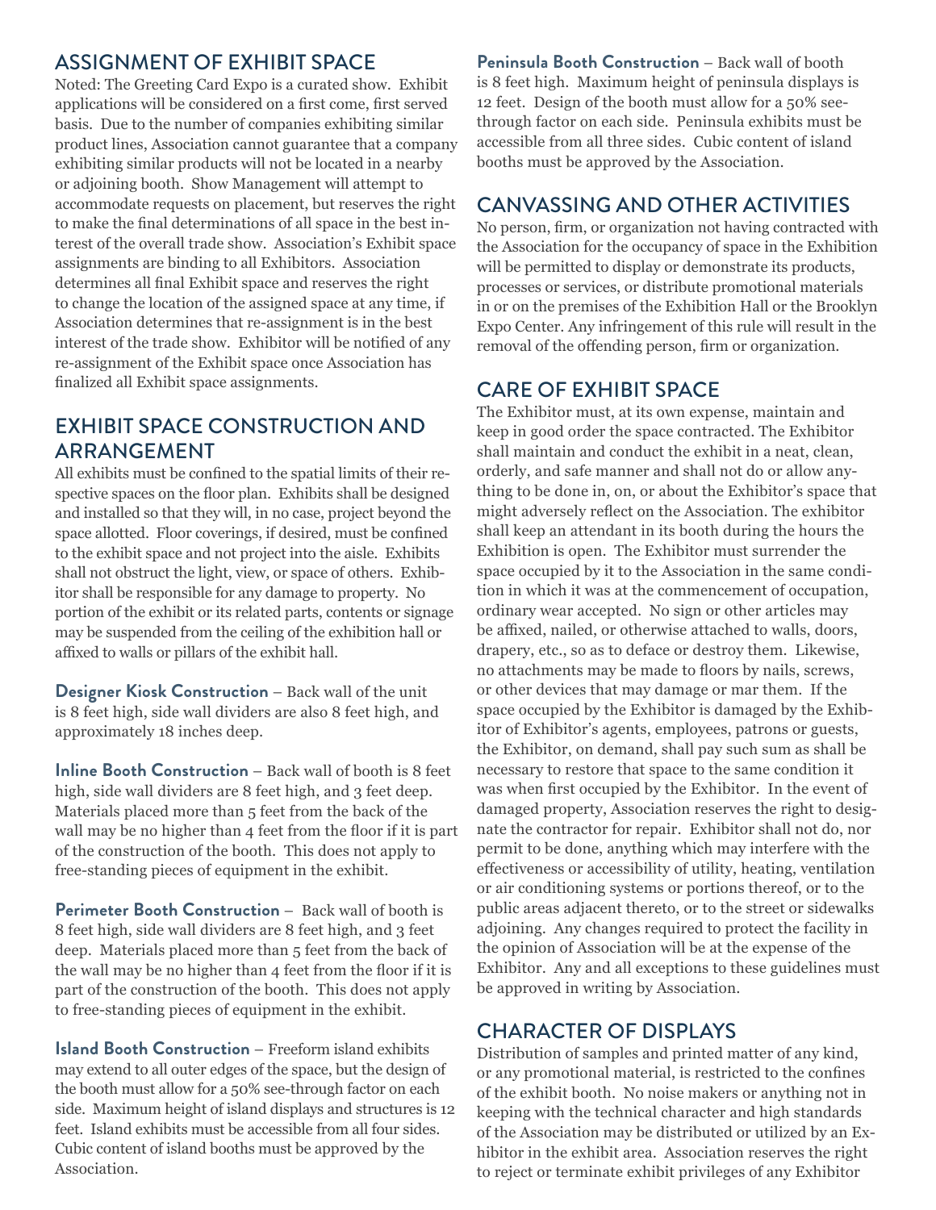## ASSIGNMENT OF EXHIBIT SPACE

Noted: The Greeting Card Expo is a curated show. Exhibit applications will be considered on a first come, first served basis. Due to the number of companies exhibiting similar product lines, Association cannot guarantee that a company exhibiting similar products will not be located in a nearby or adjoining booth. Show Management will attempt to accommodate requests on placement, but reserves the right to make the final determinations of all space in the best interest of the overall trade show. Association's Exhibit space assignments are binding to all Exhibitors. Association determines all final Exhibit space and reserves the right to change the location of the assigned space at any time, if Association determines that re-assignment is in the best interest of the trade show. Exhibitor will be notified of any re-assignment of the Exhibit space once Association has finalized all Exhibit space assignments.

## EXHIBIT SPACE CONSTRUCTION AND ARRANGEMENT

All exhibits must be confined to the spatial limits of their respective spaces on the floor plan. Exhibits shall be designed and installed so that they will, in no case, project beyond the space allotted. Floor coverings, if desired, must be confined to the exhibit space and not project into the aisle. Exhibits shall not obstruct the light, view, or space of others. Exhibitor shall be responsible for any damage to property. No portion of the exhibit or its related parts, contents or signage may be suspended from the ceiling of the exhibition hall or affixed to walls or pillars of the exhibit hall.

**Designer Kiosk Construction** – Back wall of the unit is 8 feet high, side wall dividers are also 8 feet high, and approximately 18 inches deep.

**Inline Booth Construction** – Back wall of booth is 8 feet high, side wall dividers are 8 feet high, and 3 feet deep. Materials placed more than 5 feet from the back of the wall may be no higher than 4 feet from the floor if it is part of the construction of the booth. This does not apply to free-standing pieces of equipment in the exhibit.

**Perimeter Booth Construction** – Back wall of booth is 8 feet high, side wall dividers are 8 feet high, and 3 feet deep. Materials placed more than 5 feet from the back of the wall may be no higher than 4 feet from the floor if it is part of the construction of the booth. This does not apply to free-standing pieces of equipment in the exhibit.

**Island Booth Construction** – Freeform island exhibits may extend to all outer edges of the space, but the design of the booth must allow for a 50% see-through factor on each side. Maximum height of island displays and structures is 12 feet. Island exhibits must be accessible from all four sides. Cubic content of island booths must be approved by the Association.

**Peninsula Booth Construction** – Back wall of booth is 8 feet high. Maximum height of peninsula displays is 12 feet. Design of the booth must allow for a 50% see-through factor on each side. Peninsula exhibits must be accessible from all three sides. Cubic content of island booths must be approved by the Association.

## CANVASSING AND OTHER ACTIVITIES

No person, firm, or organization not having contracted with the Association for the occupancy of space in the Exhibition will be permitted to display or demonstrate its products, processes or services, or distribute promotional materials in or on the premises of the Exhibition Hall or the Brooklyn Expo Center. Any infringement of this rule will result in the removal of the offending person, firm or organization.

## CARE OF EXHIBIT SPACE

The Exhibitor must, at its own expense, maintain and keep in good order the space contracted. The Exhibitor shall maintain and conduct the exhibit in a neat, clean, orderly, and safe manner and shall not do or allow anything to be done in, on, or about the Exhibitor's space that might adversely reflect on the Association. The exhibitor shall keep an attendant in its booth during the hours the Exhibition is open. The Exhibitor must surrender the space occupied by it to the Association in the same condition in which it was at the commencement of occupation, ordinary wear accepted. No sign or other articles may be affixed, nailed, or otherwise attached to walls, doors, drapery, etc., so as to deface or destroy them. Likewise, no attachments may be made to floors by nails, screws, or other devices that may damage or mar them. If the space occupied by the Exhibitor is damaged by the Exhibitor of Exhibitor's agents, employees, patrons or guests, the Exhibitor, on demand, shall pay such sum as shall be necessary to restore that space to the same condition it was when first occupied by the Exhibitor. In the event of damaged property, Association reserves the right to designate the contractor for repair. Exhibitor shall not do, nor permit to be done, anything which may interfere with the effectiveness or accessibility of utility, heating, ventilation or air conditioning systems or portions thereof, or to the public areas adjacent thereto, or to the street or sidewalks adjoining. Any changes required to protect the facility in the opinion of Association will be at the expense of the Exhibitor. Any and all exceptions to these guidelines must be approved in writing by Association.

## CHARACTER OF DISPLAYS

Distribution of samples and printed matter of any kind, or any promotional material, is restricted to the confines of the exhibit booth. No noise makers or anything not in keeping with the technical character and high standards of the Association may be distributed or utilized by an Exhibitor in the exhibit area. Association reserves the right to reject or terminate exhibit privileges of any Exhibitor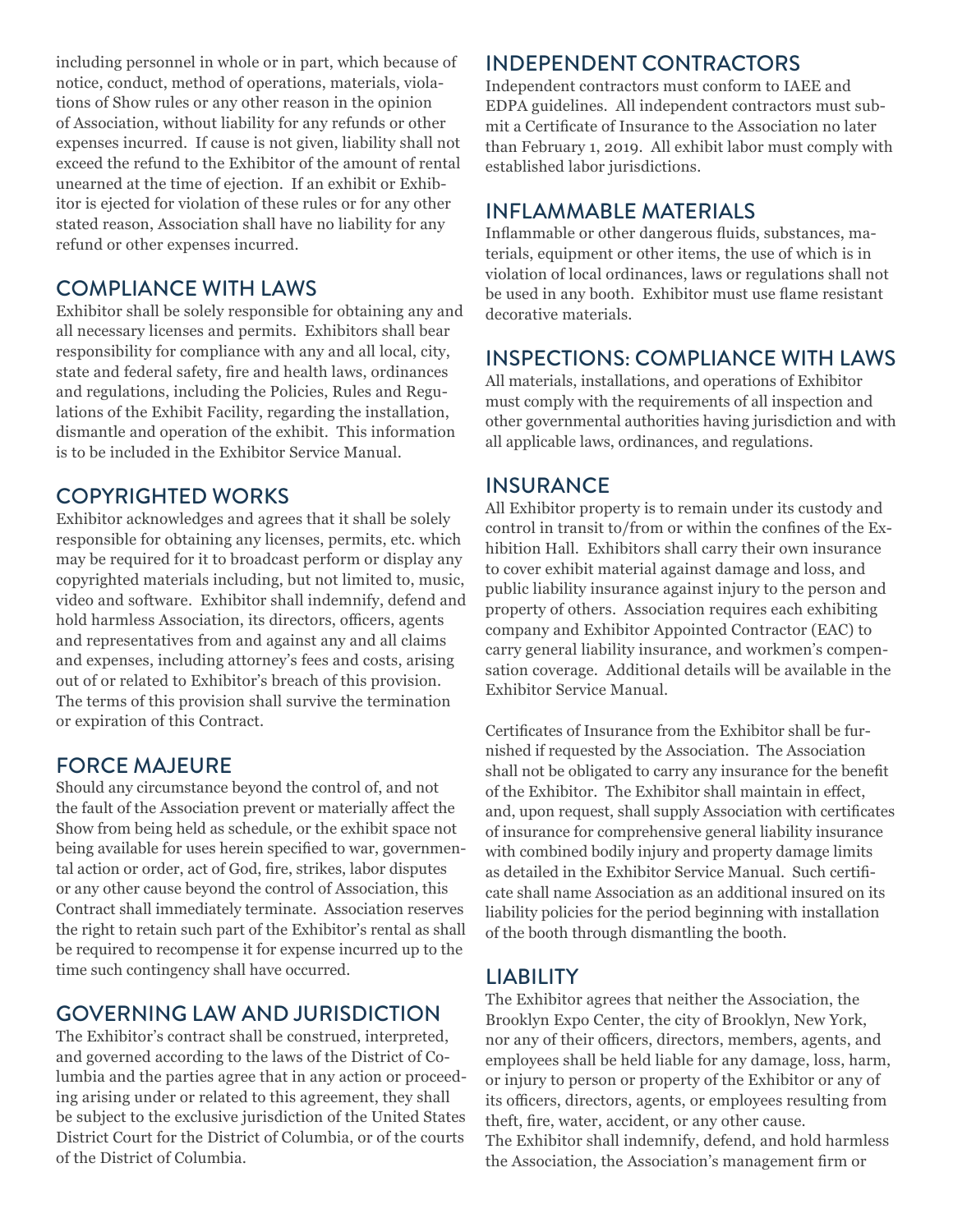including personnel in whole or in part, which because of notice, conduct, method of operations, materials, violations of Show rules or any other reason in the opinion of Association, without liability for any refunds or other expenses incurred. If cause is not given, liability shall not exceed the refund to the Exhibitor of the amount of rental unearned at the time of ejection. If an exhibit or Exhibitor is ejected for violation of these rules or for any other stated reason, Association shall have no liability for any refund or other expenses incurred.

## COMPLIANCE WITH LAWS

Exhibitor shall be solely responsible for obtaining any and all necessary licenses and permits. Exhibitors shall bear responsibility for compliance with any and all local, city, state and federal safety, fire and health laws, ordinances and regulations, including the Policies, Rules and Regulations of the Exhibit Facility, regarding the installation, dismantle and operation of the exhibit. This information is to be included in the Exhibitor Service Manual.

## COPYRIGHTED WORKS

Exhibitor acknowledges and agrees that it shall be solely responsible for obtaining any licenses, permits, etc. which may be required for it to broadcast perform or display any copyrighted materials including, but not limited to, music, video and software. Exhibitor shall indemnify, defend and hold harmless Association, its directors, officers, agents and representatives from and against any and all claims and expenses, including attorney's fees and costs, arising out of or related to Exhibitor's breach of this provision. The terms of this provision shall survive the termination or expiration of this Contract.

## FORCE MAJEURE

Should any circumstance beyond the control of, and not the fault of the Association prevent or materially affect the Show from being held as schedule, or the exhibit space not being available for uses herein specified to war, governmental action or order, act of God, fire, strikes, labor disputes or any other cause beyond the control of Association, this Contract shall immediately terminate. Association reserves the right to retain such part of the Exhibitor's rental as shall be required to recompense it for expense incurred up to the time such contingency shall have occurred.

## GOVERNING LAW AND JURISDICTION

The Exhibitor's contract shall be construed, interpreted, and governed according to the laws of the District of Columbia and the parties agree that in any action or proceeding arising under or related to this agreement, they shall be subject to the exclusive jurisdiction of the United States District Court for the District of Columbia, or of the courts of the District of Columbia.

## INDEPENDENT CONTRACTORS

Independent contractors must conform to IAEE and EDPA guidelines. All independent contractors must submit a Certificate of Insurance to the Association no later than February 1, 2019. All exhibit labor must comply with established labor jurisdictions.

## INFLAMMABLE MATERIALS

Inflammable or other dangerous fluids, substances, materials, equipment or other items, the use of which is in violation of local ordinances, laws or regulations shall not be used in any booth. Exhibitor must use flame resistant decorative materials.

## INSPECTIONS: COMPLIANCE WITH LAWS

All materials, installations, and operations of Exhibitor must comply with the requirements of all inspection and other governmental authorities having jurisdiction and with all applicable laws, ordinances, and regulations.

## INSURANCE

All Exhibitor property is to remain under its custody and control in transit to/from or within the confines of the Exhibition Hall. Exhibitors shall carry their own insurance to cover exhibit material against damage and loss, and public liability insurance against injury to the person and property of others. Association requires each exhibiting company and Exhibitor Appointed Contractor (EAC) to carry general liability insurance, and workmen's compensation coverage. Additional details will be available in the Exhibitor Service Manual.

Certificates of Insurance from the Exhibitor shall be furnished if requested by the Association. The Association shall not be obligated to carry any insurance for the benefit of the Exhibitor. The Exhibitor shall maintain in effect, and, upon request, shall supply Association with certificates of insurance for comprehensive general liability insurance with combined bodily injury and property damage limits as detailed in the Exhibitor Service Manual. Such certificate shall name Association as an additional insured on its liability policies for the period beginning with installation of the booth through dismantling the booth.

## LIABILITY

The Exhibitor agrees that neither the Association, the Brooklyn Expo Center, the city of Brooklyn, New York, nor any of their officers, directors, members, agents, and employees shall be held liable for any damage, loss, harm, or injury to person or property of the Exhibitor or any of its officers, directors, agents, or employees resulting from theft, fire, water, accident, or any other cause.

The Exhibitor shall indemnify, defend, and hold harmless the Association, the Association's management firm or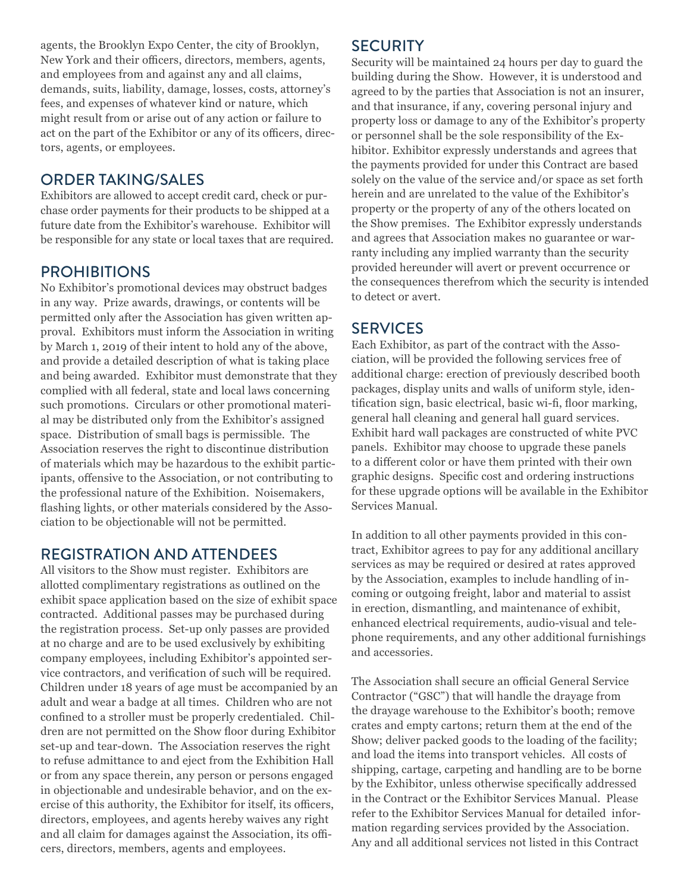agents, the Brooklyn Expo Center, the city of Brooklyn, New York and their officers, directors, members, agents, and employees from and against any and all claims, demands, suits, liability, damage, losses, costs, attorney's fees, and expenses of whatever kind or nature, which might result from or arise out of any action or failure to act on the part of the Exhibitor or any of its officers, directors, agents, or employees.

## ORDER TAKING/SALES

Exhibitors are allowed to accept credit card, check or purchase order payments for their products to be shipped at a future date from the Exhibitor's warehouse. Exhibitor will be responsible for any state or local taxes that are required.

## PROHIBITIONS

No Exhibitor's promotional devices may obstruct badges in any way. Prize awards, drawings, or contents will be permitted only after the Association has given written approval. Exhibitors must inform the Association in writing by March 1, 2019 of their intent to hold any of the above, and provide a detailed description of what is taking place and being awarded. Exhibitor must demonstrate that they complied with all federal, state and local laws concerning such promotions. Circulars or other promotional material may be distributed only from the Exhibitor's assigned space. Distribution of small bags is permissible. The Association reserves the right to discontinue distribution of materials which may be hazardous to the exhibit participants, offensive to the Association, or not contributing to the professional nature of the Exhibition. Noisemakers, flashing lights, or other materials considered by the Association to be objectionable will not be permitted.

## REGISTRATION AND ATTENDEES

All visitors to the Show must register. Exhibitors are allotted complimentary registrations as outlined on the exhibit space application based on the size of exhibit space contracted. Additional passes may be purchased during the registration process. Set-up only passes are provided at no charge and are to be used exclusively by exhibiting company employees, including Exhibitor's appointed service contractors, and verification of such will be required. Children under 18 years of age must be accompanied by an adult and wear a badge at all times. Children who are not confined to a stroller must be properly credentialed. Children are not permitted on the Show floor during Exhibitor set-up and tear-down. The Association reserves the right to refuse admittance to and eject from the Exhibition Hall or from any space therein, any person or persons engaged in objectionable and undesirable behavior, and on the exercise of this authority, the Exhibitor for itself, its officers, directors, employees, and agents hereby waives any right and all claim for damages against the Association, its officers, directors, members, agents and employees.

## SECURITY

Security will be maintained 24 hours per day to guard the building during the Show. However, it is understood and agreed to by the parties that Association is not an insurer, and that insurance, if any, covering personal injury and property loss or damage to any of the Exhibitor's property or personnel shall be the sole responsibility of the Exhibitor. Exhibitor expressly understands and agrees that the payments provided for under this Contract are based solely on the value of the service and/or space as set forth herein and are unrelated to the value of the Exhibitor's property or the property of any of the others located on the Show premises. The Exhibitor expressly understands and agrees that Association makes no guarantee or warranty including any implied warranty than the security provided hereunder will avert or prevent occurrence or the consequences therefrom which the security is intended to detect or avert.

## SERVICES

Each Exhibitor, as part of the contract with the Association, will be provided the following services free of additional charge: erection of previously described booth packages, display units and walls of uniform style, identification sign, basic electrical, basic wi-fi, floor marking, general hall cleaning and general hall guard services. Exhibit hard wall packages are constructed of white PVC panels. Exhibitor may choose to upgrade these panels to a different color or have them printed with their own graphic designs. Specific cost and ordering instructions for these upgrade options will be available in the Exhibitor Services Manual.

In addition to all other payments provided in this contract, Exhibitor agrees to pay for any additional ancillary services as may be required or desired at rates approved by the Association, examples to include handling of incoming or outgoing freight, labor and material to assist in erection, dismantling, and maintenance of exhibit, enhanced electrical requirements, audio-visual and telephone requirements, and any other additional furnishings and accessories.

The Association shall secure an official General Service Contractor ("GSC") that will handle the drayage from the drayage warehouse to the Exhibitor's booth; remove crates and empty cartons; return them at the end of the Show; deliver packed goods to the loading of the facility; and load the items into transport vehicles. All costs of shipping, cartage, carpeting and handling are to be borne by the Exhibitor, unless otherwise specifically addressed in the Contract or the Exhibitor Services Manual. Please refer to the Exhibitor Services Manual for detailed information regarding services provided by the Association. Any and all additional services not listed in this Contract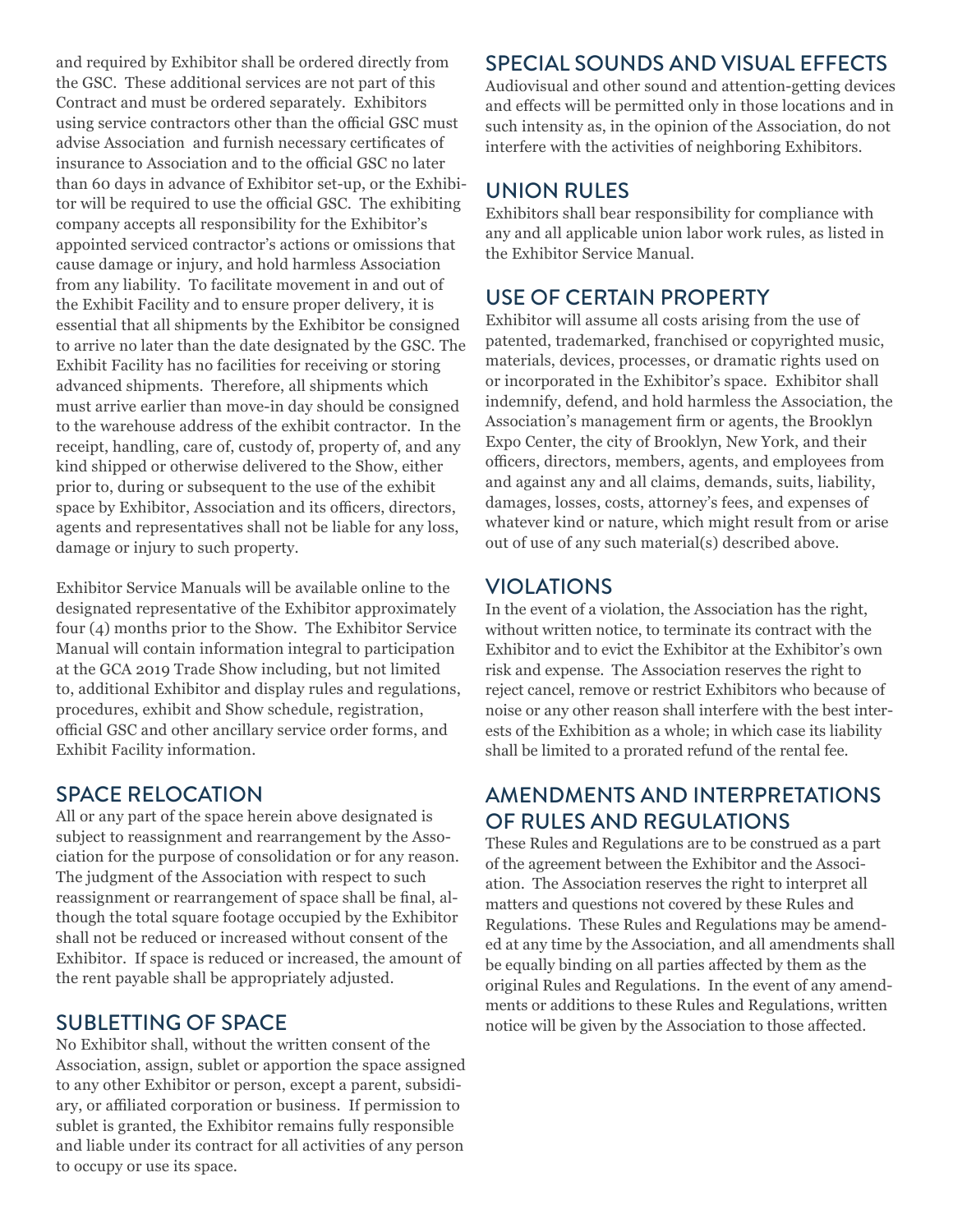and required by Exhibitor shall be ordered directly from the GSC. These additional services are not part of this Contract and must be ordered separately. Exhibitors using service contractors other than the official GSC must advise Association and furnish necessary certificates of insurance to Association and to the official GSC no later than 60 days in advance of Exhibitor set-up, or the Exhibitor will be required to use the official GSC. The exhibiting company accepts all responsibility for the Exhibitor's appointed serviced contractor's actions or omissions that cause damage or injury, and hold harmless Association from any liability. To facilitate movement in and out of the Exhibit Facility and to ensure proper delivery, it is essential that all shipments by the Exhibitor be consigned to arrive no later than the date designated by the GSC. The Exhibit Facility has no facilities for receiving or storing advanced shipments. Therefore, all shipments which must arrive earlier than move-in day should be consigned to the warehouse address of the exhibit contractor. In the receipt, handling, care of, custody of, property of, and any kind shipped or otherwise delivered to the Show, either prior to, during or subsequent to the use of the exhibit space by Exhibitor, Association and its officers, directors, agents and representatives shall not be liable for any loss, damage or injury to such property.

Exhibitor Service Manuals will be available online to the designated representative of the Exhibitor approximately four (4) months prior to the Show. The Exhibitor Service Manual will contain information integral to participation at the GCA 2019 Trade Show including, but not limited to, additional Exhibitor and display rules and regulations, procedures, exhibit and Show schedule, registration, official GSC and other ancillary service order forms, and Exhibit Facility information.

## SPACE RELOCATION

All or any part of the space herein above designated is subject to reassignment and rearrangement by the Association for the purpose of consolidation or for any reason. The judgment of the Association with respect to such reassignment or rearrangement of space shall be final, although the total square footage occupied by the Exhibitor shall not be reduced or increased without consent of the Exhibitor. If space is reduced or increased, the amount of the rent payable shall be appropriately adjusted.

## SUBLETTING OF SPACE

No Exhibitor shall, without the written consent of the Association, assign, sublet or apportion the space assigned to any other Exhibitor or person, except a parent, subsidiary, or affiliated corporation or business. If permission to sublet is granted, the Exhibitor remains fully responsible and liable under its contract for all activities of any person to occupy or use its space.

## SPECIAL SOUNDS AND VISUAL EFFECTS

Audiovisual and other sound and attention-getting devices and effects will be permitted only in those locations and in such intensity as, in the opinion of the Association, do not interfere with the activities of neighboring Exhibitors.

## UNION RULES

Exhibitors shall bear responsibility for compliance with any and all applicable union labor work rules, as listed in the Exhibitor Service Manual.

## USE OF CERTAIN PROPERTY

Exhibitor will assume all costs arising from the use of patented, trademarked, franchised or copyrighted music, materials, devices, processes, or dramatic rights used on or incorporated in the Exhibitor's space. Exhibitor shall indemnify, defend, and hold harmless the Association, the Association's management firm or agents, the Brooklyn Expo Center, the city of Brooklyn, New York, and their officers, directors, members, agents, and employees from and against any and all claims, demands, suits, liability, damages, losses, costs, attorney's fees, and expenses of whatever kind or nature, which might result from or arise out of use of any such material(s) described above.

## VIOLATIONS

In the event of a violation, the Association has the right, without written notice, to terminate its contract with the Exhibitor and to evict the Exhibitor at the Exhibitor's own risk and expense. The Association reserves the right to reject cancel, remove or restrict Exhibitors who because of noise or any other reason shall interfere with the best interests of the Exhibition as a whole; in which case its liability shall be limited to a prorated refund of the rental fee.

## AMENDMENTS AND INTERPRETATIONS OF RULES AND REGULATIONS

These Rules and Regulations are to be construed as a part of the agreement between the Exhibitor and the Association. The Association reserves the right to interpret all matters and questions not covered by these Rules and Regulations. These Rules and Regulations may be amended at any time by the Association, and all amendments shall be equally binding on all parties affected by them as the original Rules and Regulations. In the event of any amendments or additions to these Rules and Regulations, written notice will be given by the Association to those affected.